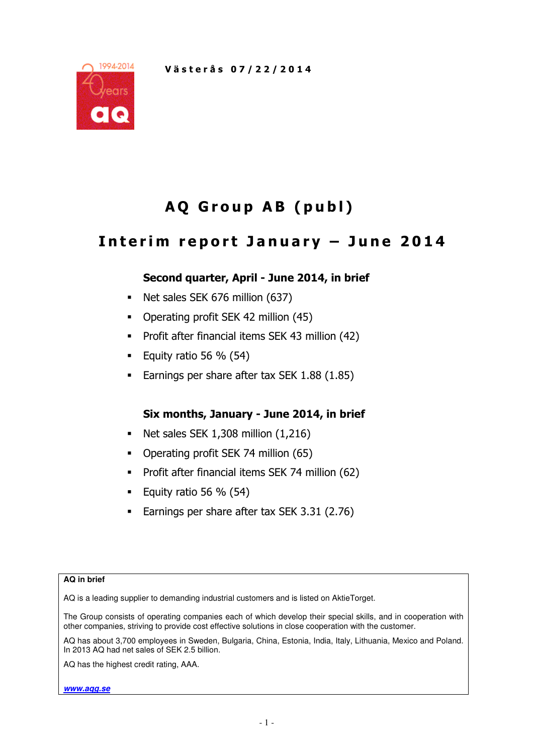Västerås 07/22/2014

# AQ Group AB (publ)

## Interim report January – June 2014

**Second quarter, April - June 2014, in brief**

- Net sales SEK 676 million (637)
- Operating profit SEK 42 million (45)
- Profit after financial items SEK 43 million (42)
- Equity ratio 56 % (54)
- Earnings per share after tax SEK 1.88 (1.85)

**Six months, January - June 2014, in brief**

- Net sales SEK 1,308 million (1,216)
- Operating profit SEK 74 million (65)
- Profit after financial items SEK 74 million (62)
- Equity ratio 56 % (54)
- Earnings per share after tax SEK 3.31 (2.76)

**AQ in brief**

AQ is a leading supplier to demanding industrial customers and is listed on AktieTorget.

The Group consists of operating companies each of which develop their special skills, and in cooperation with other companies, striving to provide cost effective solutions in close cooperation with the customer.

AQ has about 3,700 employees in Sweden, Bulgaria, China, Estonia, India, Italy, Lithuania, Mexico and Poland. In 2013 AQ had net sales of SEK 2.5 billion.

AQ has the highest credit rating, AAA.

***www.aqg.se***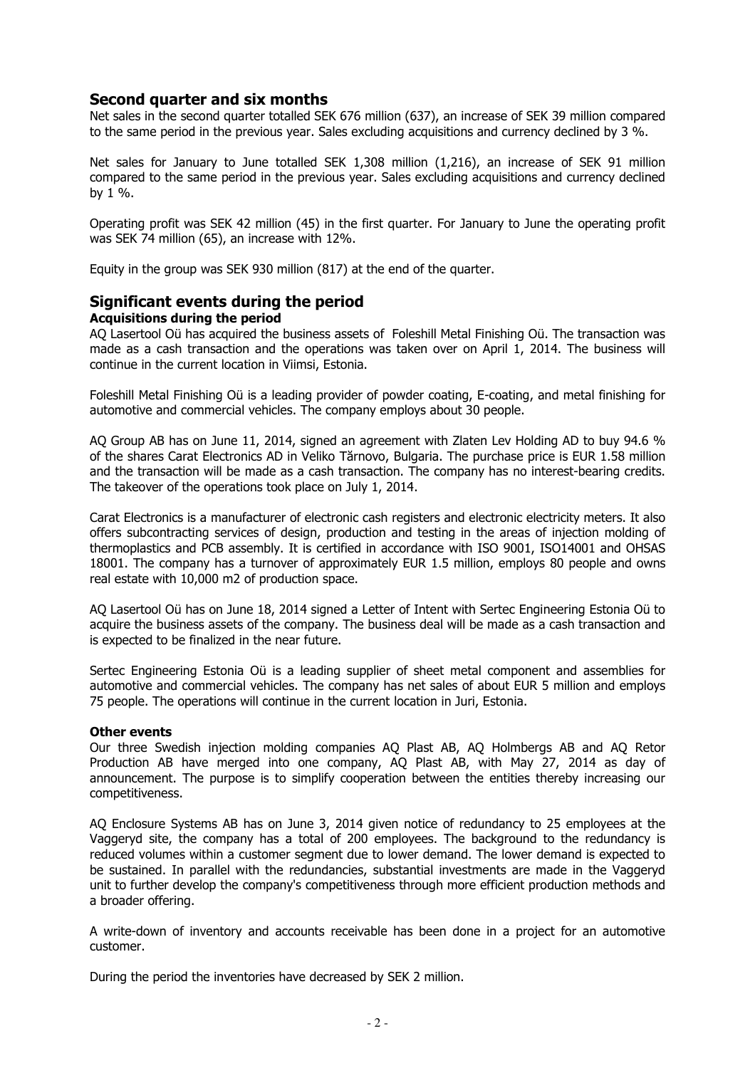## Second quarter and six months

Net sales in the second quarter totalled SEK 676 million (637), an increase of SEK 39 million compared to the same period in the previous year. Sales excluding acquisitions and currency declined by 3 %.

Net sales for January to June totalled SEK 1,308 million (1,216), an increase of SEK 91 million compared to the same period in the previous year. Sales excluding acquisitions and currency declined by 1 %.

Operating profit was SEK 42 million (45) in the first quarter. For January to June the operating profit was SEK 74 million (65), an increase with 12%.

Equity in the group was SEK 930 million (817) at the end of the quarter.

## Significant events during the period

### Acquisitions during the period

AQ Lasertool Oü has acquired the business assets of Foleshill Metal Finishing Oü. The transaction was made as a cash transaction and the operations was taken over on April 1, 2014. The business will continue in the current location in Viimsi, Estonia.

Foleshill Metal Finishing Oü is a leading provider of powder coating, E-coating, and metal finishing for automotive and commercial vehicles. The company employs about 30 people.

AQ Group AB has on June 11, 2014, signed an agreement with Zlaten Lev Holding AD to buy 94.6 % of the shares Carat Electronics AD in Veliko Tărnovo, Bulgaria. The purchase price is EUR 1.58 million and the transaction will be made as a cash transaction. The company has no interest-bearing credits. The takeover of the operations took place on July 1, 2014.

Carat Electronics is a manufacturer of electronic cash registers and electronic electricity meters. It also offers subcontracting services of design, production and testing in the areas of injection molding of thermoplastics and PCB assembly. It is certified in accordance with ISO 9001, ISO14001 and OHSAS 18001. The company has a turnover of approximately EUR 1.5 million, employs 80 people and owns real estate with 10,000 m2 of production space.

AQ Lasertool Oü has on June 18, 2014 signed a Letter of Intent with Sertec Engineering Estonia Oü to acquire the business assets of the company. The business deal will be made as a cash transaction and is expected to be finalized in the near future.

Sertec Engineering Estonia Oü is a leading supplier of sheet metal component and assemblies for automotive and commercial vehicles. The company has net sales of about EUR 5 million and employs 75 people. The operations will continue in the current location in Juri, Estonia.

### Other events

Our three Swedish injection molding companies AQ Plast AB, AQ Holmbergs AB and AQ Retor Production AB have merged into one company, AQ Plast AB, with May 27, 2014 as day of announcement. The purpose is to simplify cooperation between the entities thereby increasing our competitiveness.

AQ Enclosure Systems AB has on June 3, 2014 given notice of redundancy to 25 employees at the Vaggeryd site, the company has a total of 200 employees. The background to the redundancy is reduced volumes within a customer segment due to lower demand. The lower demand is expected to be sustained. In parallel with the redundancies, substantial investments are made in the Vaggeryd unit to further develop the company's competitiveness through more efficient production methods and a broader offering.

A write-down of inventory and accounts receivable has been done in a project for an automotive customer.

During the period the inventories have decreased by SEK 2 million.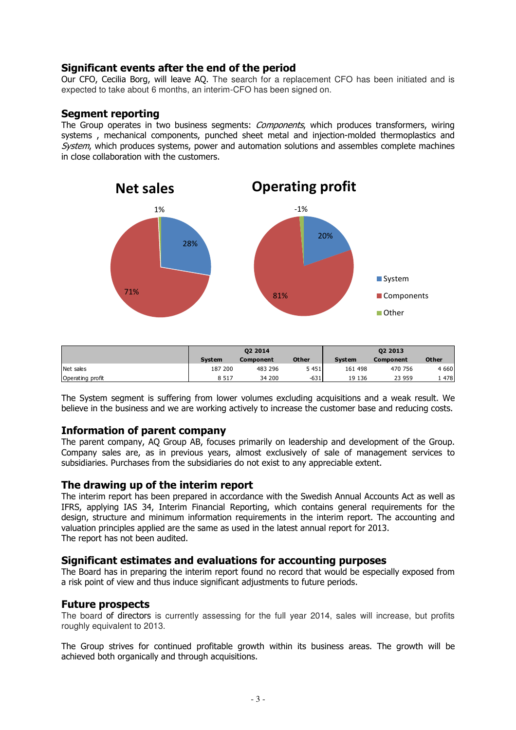## Significant events after the end of the period

Our CFO, Cecilia Borg, will leave AQ. The search for a replacement CFO has been initiated and is expected to take about 6 months, an interim-CFO has been signed on.

## Segment reporting

The Group operates in two business segments: *Components*, which produces transformers, wiring systems , mechanical components, punched sheet metal and injection-molded thermoplastics and *System*, which produces systems, power and automation solutions and assembles complete machines in close collaboration with the customers.

**Net sales**

- System: 28%
- Components: 71%
- Other: 1%

**Operating profit**

- System: 20%
- Components: 81%
- Other: -1%

| | Q2 2014 | | | Q2 2013 | | |
|---|---|---|---|---|---|---|
| | System | Component | Other | System | Component | Other |
| Net sales | 187 200 | 483 296 | 5 451 | 161 498 | 470 756 | 4 660 |
| Operating profit | 8 517 | 34 200 | -631 | 19 136 | 23 959 | 1 478 |

The System segment is suffering from lower volumes excluding acquisitions and a weak result. We believe in the business and we are working actively to increase the customer base and reducing costs.

## Information of parent company

The parent company, AQ Group AB, focuses primarily on leadership and development of the Group. Company sales are, as in previous years, almost exclusively of sale of management services to subsidiaries. Purchases from the subsidiaries do not exist to any appreciable extent.

## The drawing up of the interim report

The interim report has been prepared in accordance with the Swedish Annual Accounts Act as well as IFRS, applying IAS 34, Interim Financial Reporting, which contains general requirements for the design, structure and minimum information requirements in the interim report. The accounting and valuation principles applied are the same as used in the latest annual report for 2013.
The report has not been audited.

## Significant estimates and evaluations for accounting purposes

The Board has in preparing the interim report found no record that would be especially exposed from a risk point of view and thus induce significant adjustments to future periods.

## Future prospects

The board of directors is currently assessing for the full year 2014, sales will increase, but profits roughly equivalent to 2013.

The Group strives for continued profitable growth within its business areas. The growth will be achieved both organically and through acquisitions.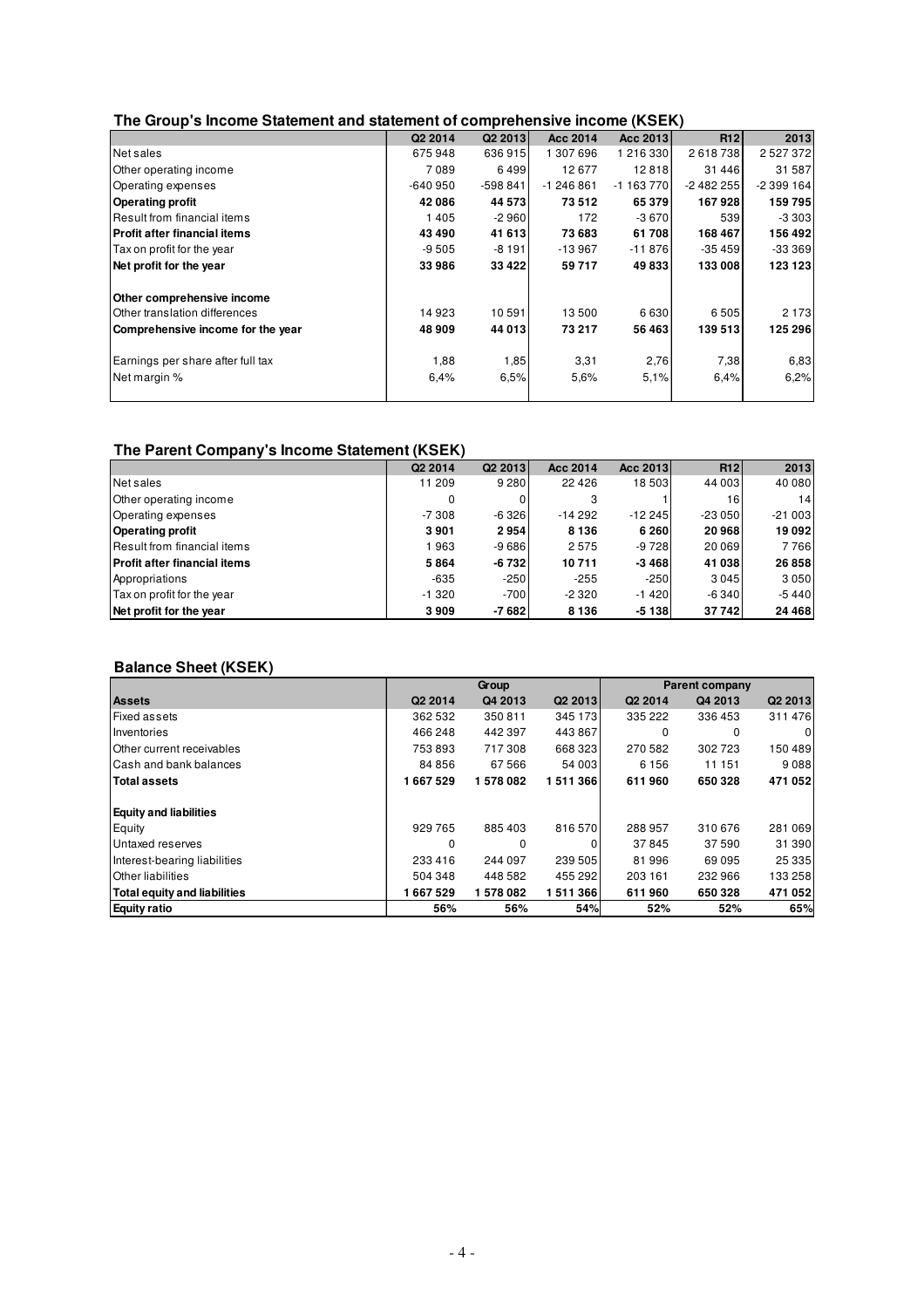## The Group's Income Statement and statement of comprehensive income (KSEK)

| | Q2 2014 | Q2 2013 | Acc 2014 | Acc 2013 | R12 | 2013 |
|---|---|---|---|---|---|---|
| Net sales | 675 948 | 636 915 | 1 307 696 | 1 216 330 | 2 618 738 | 2 527 372 |
| Other operating income | 7 089 | 6 499 | 12 677 | 12 818 | 31 446 | 31 587 |
| Operating expenses | -640 950 | -598 841 | -1 246 861 | -1 163 770 | -2 482 255 | -2 399 164 |
| **Operating profit** | **42 086** | **44 573** | **73 512** | **65 379** | **167 928** | **159 795** |
| Result from financial items | 1 405 | -2 960 | 172 | -3 670 | 539 | -3 303 |
| **Profit after financial items** | **43 490** | **41 613** | **73 683** | **61 708** | **168 467** | **156 492** |
| Tax on profit for the year | -9 505 | -8 191 | -13 967 | -11 876 | -35 459 | -33 369 |
| **Net profit for the year** | **33 986** | **33 422** | **59 717** | **49 833** | **133 008** | **123 123** |
| | | | | | | |
| **Other comprehensive income** | | | | | | |
| Other translation differences | 14 923 | 10 591 | 13 500 | 6 630 | 6 505 | 2 173 |
| **Comprehensive income for the year** | **48 909** | **44 013** | **73 217** | **56 463** | **139 513** | **125 296** |
| | | | | | | |
| Earnings per share after full tax | 1,88 | 1,85 | 3,31 | 2,76 | 7,38 | 6,83 |
| Net margin % | 6,4% | 6,5% | 5,6% | 5,1% | 6,4% | 6,2% |

## The Parent Company's Income Statement (KSEK)

| | Q2 2014 | Q2 2013 | Acc 2014 | Acc 2013 | R12 | 2013 |
|---|---|---|---|---|---|---|
| Net sales | 11 209 | 9 280 | 22 426 | 18 503 | 44 003 | 40 080 |
| Other operating income | 0 | 0 | 3 | 1 | 16 | 14 |
| Operating expenses | -7 308 | -6 326 | -14 292 | -12 245 | -23 050 | -21 003 |
| **Operating profit** | **3 901** | **2 954** | **8 136** | **6 260** | **20 968** | **19 092** |
| Result from financial items | 1 963 | -9 686 | 2 575 | -9 728 | 20 069 | 7 766 |
| **Profit after financial items** | **5 864** | **-6 732** | **10 711** | **-3 468** | **41 038** | **26 858** |
| Appropriations | -635 | -250 | -255 | -250 | 3 045 | 3 050 |
| Tax on profit for the year | -1 320 | -700 | -2 320 | -1 420 | -6 340 | -5 440 |
| **Net profit for the year** | **3 909** | **-7 682** | **8 136** | **-5 138** | **37 742** | **24 468** |

## Balance Sheet (KSEK)

| | Group | | | Parent company | | |
|---|---|---|---|---|---|---|
| **Assets** | Q2 2014 | Q4 2013 | Q2 2013 | Q2 2014 | Q4 2013 | Q2 2013 |
| Fixed assets | 362 532 | 350 811 | 345 173 | 335 222 | 336 453 | 311 476 |
| Inventories | 466 248 | 442 397 | 443 867 | 0 | 0 | 0 |
| Other current receivables | 753 893 | 717 308 | 668 323 | 270 582 | 302 723 | 150 489 |
| Cash and bank balances | 84 856 | 67 566 | 54 003 | 6 156 | 11 151 | 9 088 |
| **Total assets** | **1 667 529** | **1 578 082** | **1 511 366** | **611 960** | **650 328** | **471 052** |
| | | | | | | |
| **Equity and liabilities** | | | | | | |
| Equity | 929 765 | 885 403 | 816 570 | 288 957 | 310 676 | 281 069 |
| Untaxed reserves | 0 | 0 | 0 | 37 845 | 37 590 | 31 390 |
| Interest-bearing liabilities | 233 416 | 244 097 | 239 505 | 81 996 | 69 095 | 25 335 |
| Other liabilities | 504 348 | 448 582 | 455 292 | 203 161 | 232 966 | 133 258 |
| **Total equity and liabilities** | **1 667 529** | **1 578 082** | **1 511 366** | **611 960** | **650 328** | **471 052** |
| **Equity ratio** | **56%** | **56%** | **54%** | **52%** | **52%** | **65%** |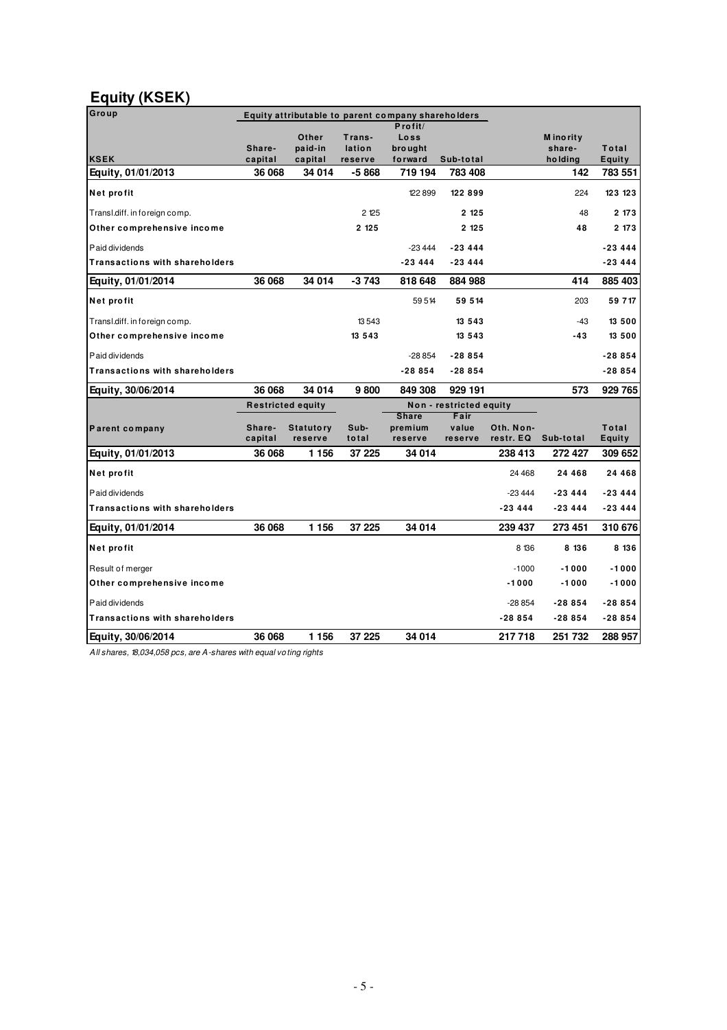## Equity (KSEK)

| Group | Equity attributable to parent company shareholders | | | | | | | |
|---|---|---|---|---|---|---|---|---|
| KSEK | Share-capital | Other paid-in capital | Trans-lation reserve | Profit/ Loss brought forward | Sub-total | | Minority share-holding | Total Equity |
| **Equity, 01/01/2013** | **36 068** | **34 014** | **-5 868** | **719 194** | **783 408** | | **142** | **783 551** |
| **Net profit** | | | | 122 899 | **122 899** | | 224 | **123 123** |
| Transl.diff. in foreign comp. | | | 2 125 | | **2 125** | | 48 | **2 173** |
| **Other comprehensive income** | | | **2 125** | | **2 125** | | **48** | **2 173** |
| Paid dividends | | | | -23 444 | **-23 444** | | | **-23 444** |
| **Transactions with shareholders** | | | | **-23 444** | **-23 444** | | | **-23 444** |
| **Equity, 01/01/2014** | **36 068** | **34 014** | **-3 743** | **818 648** | **884 988** | | **414** | **885 403** |
| **Net profit** | | | | 59 514 | **59 514** | | 203 | **59 717** |
| Transl.diff. in foreign comp. | | | 13 543 | | **13 543** | | -43 | **13 500** |
| **Other comprehensive income** | | | **13 543** | | **13 543** | | **-43** | **13 500** |
| Paid dividends | | | | -28 854 | **-28 854** | | | **-28 854** |
| **Transactions with shareholders** | | | | **-28 854** | **-28 854** | | | **-28 854** |
| **Equity, 30/06/2014** | **36 068** | **34 014** | **9 800** | **849 308** | **929 191** | | **573** | **929 765** |

| | Restricted equity | | | Non - restricted equity | | | | |
|---|---|---|---|---|---|---|---|---|
| **Parent company** | Share-capital | Statutory reserve | Sub-total | Share premium reserve | Fair value reserve | Oth. Non-restr. EQ | Sub-total | Total Equity |
| **Equity, 01/01/2013** | **36 068** | **1 156** | **37 225** | **34 014** | | **238 413** | **272 427** | **309 652** |
| **Net profit** | | | | | | 24 468 | **24 468** | **24 468** |
| Paid dividends | | | | | | -23 444 | **-23 444** | **-23 444** |
| **Transactions with shareholders** | | | | | | **-23 444** | **-23 444** | **-23 444** |
| **Equity, 01/01/2014** | **36 068** | **1 156** | **37 225** | **34 014** | | **239 437** | **273 451** | **310 676** |
| **Net profit** | | | | | | 8 136 | **8 136** | **8 136** |
| Result of merger | | | | | | -1000 | **-1 000** | **-1 000** |
| **Other comprehensive income** | | | | | | **-1 000** | **-1 000** | **-1 000** |
| Paid dividends | | | | | | -28 854 | **-28 854** | **-28 854** |
| **Transactions with shareholders** | | | | | | **-28 854** | **-28 854** | **-28 854** |
| **Equity, 30/06/2014** | **36 068** | **1 156** | **37 225** | **34 014** | | **217 718** | **251 732** | **288 957** |

*All shares, 18,034,058 pcs, are A-shares with equal voting rights*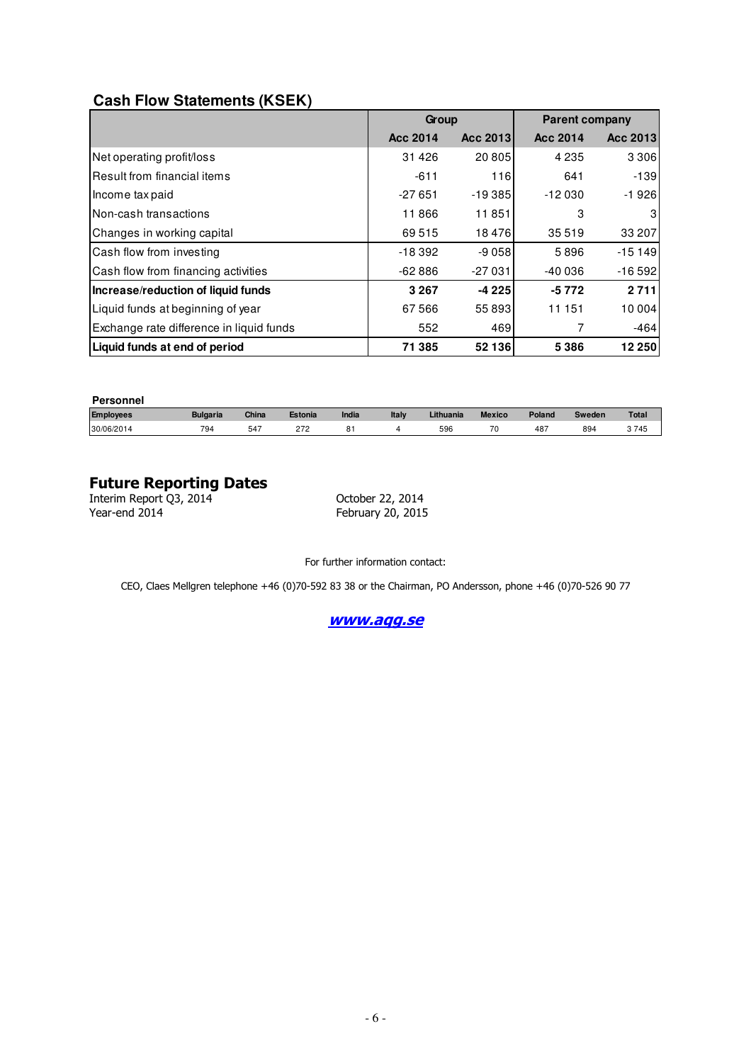## Cash Flow Statements (KSEK)

| | Group | | Parent company | |
|---|---|---|---|---|
| | Acc 2014 | Acc 2013 | Acc 2014 | Acc 2013 |
| Net operating profit/loss | 31 426 | 20 805 | 4 235 | 3 306 |
| Result from financial items | -611 | 116 | 641 | -139 |
| Income tax paid | -27 651 | -19 385 | -12 030 | -1 926 |
| Non-cash transactions | 11 866 | 11 851 | 3 | 3 |
| Changes in working capital | 69 515 | 18 476 | 35 519 | 33 207 |
| Cash flow from investing | -18 392 | -9 058 | 5 896 | -15 149 |
| Cash flow from financing activities | -62 886 | -27 031 | -40 036 | -16 592 |
| **Increase/reduction of liquid funds** | **3 267** | **-4 225** | **-5 772** | **2 711** |
| Liquid funds at beginning of year | 67 566 | 55 893 | 11 151 | 10 004 |
| Exchange rate difference in liquid funds | 552 | 469 | 7 | -464 |
| **Liquid funds at end of period** | **71 385** | **52 136** | **5 386** | **12 250** |

**Personnel**

| Employees | Bulgaria | China | Estonia | India | Italy | Lithuania | Mexico | Poland | Sweden | Total |
|---|---|---|---|---|---|---|---|---|---|---|
| 30/06/2014 | 794 | 547 | 272 | 81 | 4 | 596 | 70 | 487 | 894 | 3 745 |

## Future Reporting Dates

Interim Report Q3, 2014 — October 22, 2014
Year-end 2014 — February 20, 2015

For further information contact:

CEO, Claes Mellgren telephone +46 (0)70-592 83 38 or the Chairman, PO Andersson, phone +46 (0)70-526 90 77

***www.agg.se***